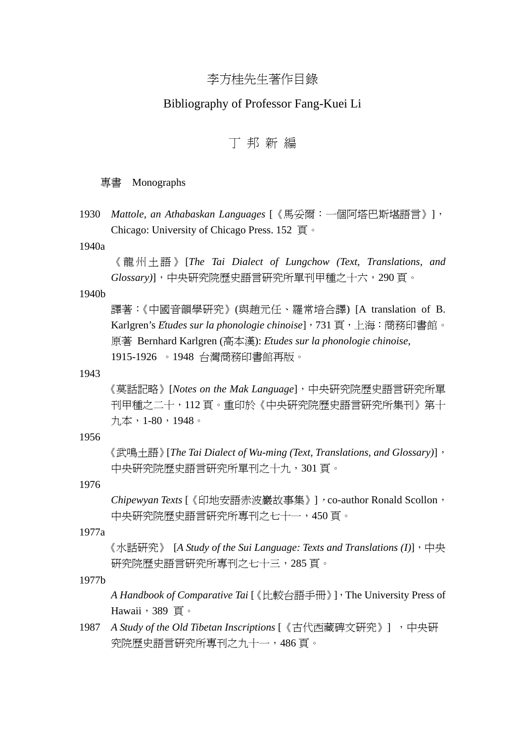# 李方桂先生著作目錄

## Bibliography of Professor Fang-Kuei Li

丁 邦 新 編

### 專書 Monographs

1930 *Mattole, an Athabaskan Languages* [《馬妥爾：一個阿塔巴斯堪語言》]，Chicago: University of Chicago Press. 152 頁。

1940a

《龍州土語》[*The Tai Dialect of Lungchow (Text, Translations, and Glossary)*]，中央研究院歷史語言研究所單刊甲種之十六，290 頁。

1940b

譯著：《中國音韻學研究》(與趙元任、羅常培合譯) [A translation of B. Karlgren's *Etudes sur la phonologie chinoise*]，731 頁，上海：商務印書館。原著 Bernhard Karlgren (高本漢): *Etudes sur la phonologie chinoise*, 1915-1926 。1948 台灣商務印書館再版。

1943

《莫話記略》[*Notes on the Mak Language*]，中央研究院歷史語言研究所單刊甲種之二十，112 頁。重印於《中央研究院歷史語言研究所集刊》第十九本，1-80，1948。

1956

《武鳴土語》[*The Tai Dialect of Wu-ming (Text, Translations, and Glossary)*]，中央研究院歷史語言研究所單刊之十九，301 頁。

1976

*Chipewyan Texts* [《印地安語赤波巖故事集》]，co-author Ronald Scollon，中央研究院歷史語言研究所專刊之七十一，450 頁。

1977a

《水話研究》 [*A Study of the Sui Language: Texts and Translations (I)*]，中央研究院歷史語言研究所專刊之七十三，285 頁。

1977b

*A Handbook of Comparative Tai* [《比較台語手冊》]，The University Press of Hawaii，389 頁。

1987 *A Study of the Old Tibetan Inscriptions* [《古代西藏碑文研究》] ，中央研究院歷史語言研究所專刊之九十一，486 頁。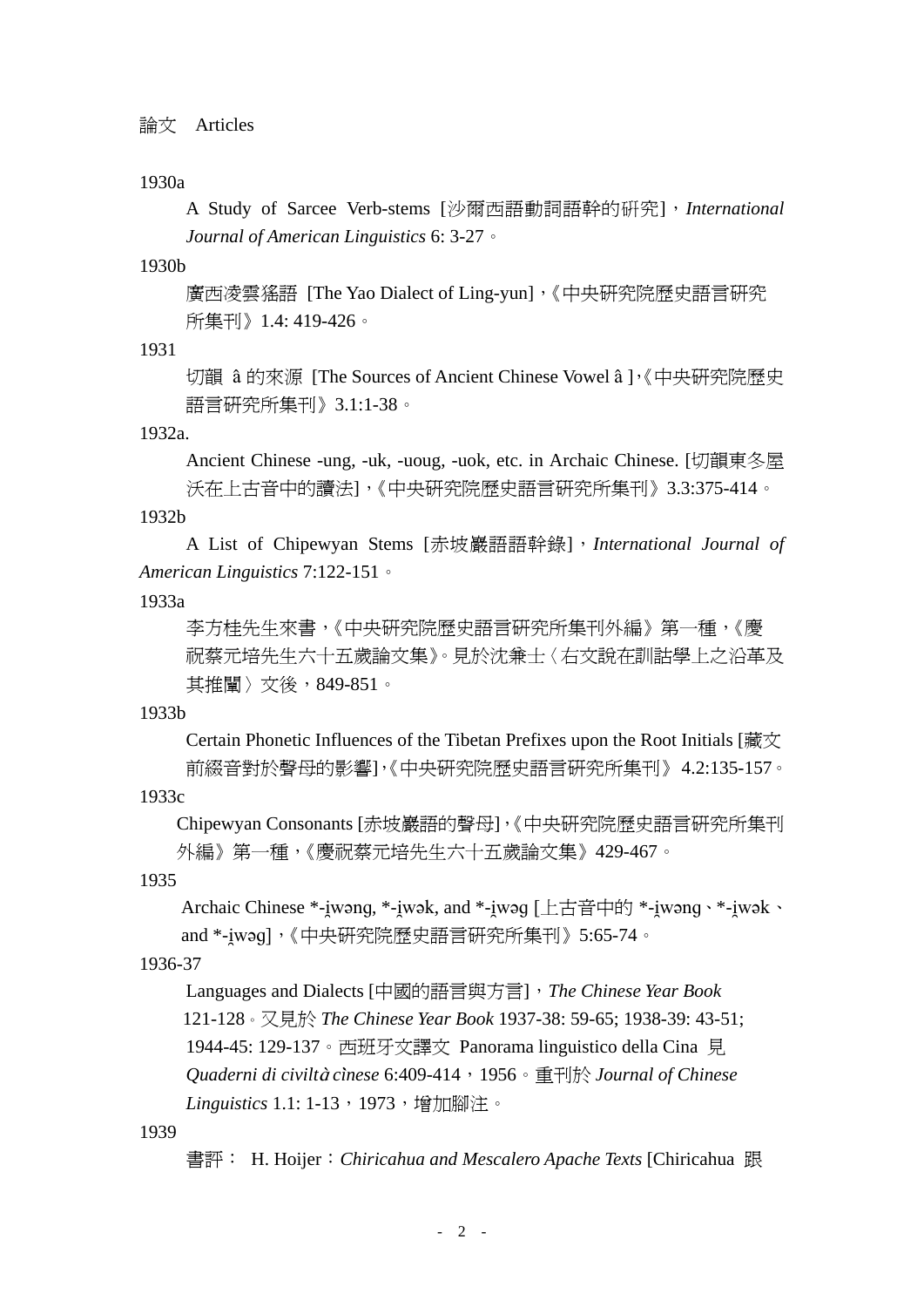論文　Articles

1930a

A Study of Sarcee Verb-stems [沙爾西語動詞語幹的研究]，*International Journal of American Linguistics* 6: 3-27。

1930b

廣西凌雲猺語 [The Yao Dialect of Ling-yun]，《中央研究院歷史語言研究所集刊》1.4: 419-426。

1931

切韻 â 的來源 [The Sources of Ancient Chinese Vowel â ]，《中央研究院歷史語言研究所集刊》3.1:1-38。

1932a.

Ancient Chinese -ung, -uk, -uoug, -uok, etc. in Archaic Chinese. [切韻東冬屋沃在上古音中的讀法]，《中央研究院歷史語言研究所集刊》3.3:375-414。

1932b

A List of Chipewyan Stems [赤坡巖語語幹錄]，*International Journal of American Linguistics* 7:122-151。

1933a

李方桂先生來書，《中央研究院歷史語言研究所集刊外編》第一種，《慶祝蔡元培先生六十五歲論文集》。見於沈兼士〈右文說在訓詁學上之沿革及其推闡〉文後，849-851。

1933b

Certain Phonetic Influences of the Tibetan Prefixes upon the Root Initials [藏文前綴音對於聲母的影響]，《中央研究院歷史語言研究所集刊》 4.2:135-157。

1933c

Chipewyan Consonants [赤坡巖語的聲母]，《中央研究院歷史語言研究所集刊外編》第一種，《慶祝蔡元培先生六十五歲論文集》429-467。

1935

Archaic Chinese *-i̯wəng, *-i̯wək, and *-i̯wəg [上古音中的 *-i̯wəng、*-i̯wək、and *-i̯wəg]，《中央研究院歷史語言研究所集刊》5:65-74。

1936-37

Languages and Dialects [中國的語言與方言]，*The Chinese Year Book* 121-128。又見於 *The Chinese Year Book* 1937-38: 59-65; 1938-39: 43-51; 1944-45: 129-137。西班牙文譯文 Panorama linguistico della Cina 見 *Quaderni di civiltà cìnese* 6:409-414，1956。重刊於 *Journal of Chinese Linguistics* 1.1: 1-13，1973，增加腳注。

1939

書評： H. Hoijer：*Chiricahua and Mescalero Apache Texts* [Chiricahua 跟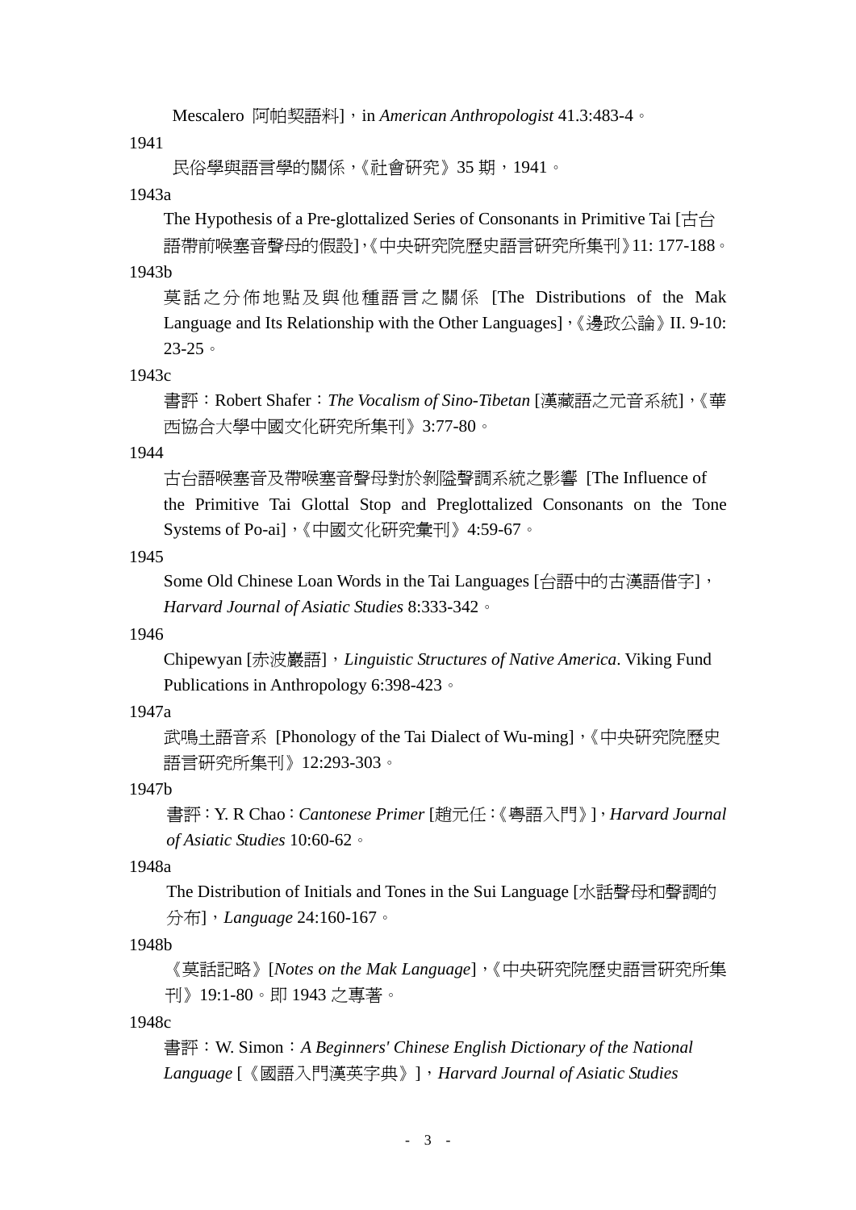Mescalero 阿帕契語料]，in *American Anthropologist* 41.3:483-4。

1941

民俗學與語言學的關係，《社會研究》35 期，1941。

1943a

The Hypothesis of a Pre-glottalized Series of Consonants in Primitive Tai [古台語帶前喉塞音聲母的假設],《中央研究院歷史語言研究所集刊》11: 177-188。

1943b

莫話之分佈地點及與他種語言之關係 [The Distributions of the Mak Language and Its Relationship with the Other Languages],《邊政公論》II. 9-10: 23-25。

1943c

書評：Robert Shafer：*The Vocalism of Sino-Tibetan* [漢藏語之元音系統],《華西協合大學中國文化研究所集刊》3:77-80。

1944

古台語喉塞音及帶喉塞音聲母對於剝隘聲調系統之影響 [The Influence of the Primitive Tai Glottal Stop and Preglottalized Consonants on the Tone Systems of Po-ai],《中國文化研究彙刊》4:59-67。

1945

Some Old Chinese Loan Words in the Tai Languages [台語中的古漢語借字]，*Harvard Journal of Asiatic Studies* 8:333-342。

1946

Chipewyan [赤波巖語]，*Linguistic Structures of Native America*. Viking Fund Publications in Anthropology 6:398-423。

1947a

武鳴土語音系 [Phonology of the Tai Dialect of Wu-ming],《中央研究院歷史語言研究所集刊》12:293-303。

1947b

書評：Y. R Chao：*Cantonese Primer* [趙元任：《粵語入門》]，*Harvard Journal of Asiatic Studies* 10:60-62。

1948a

The Distribution of Initials and Tones in the Sui Language [水話聲母和聲調的分布]，*Language* 24:160-167。

1948b

《莫話記略》[*Notes on the Mak Language*],《中央研究院歷史語言研究所集刊》19:1-80。即 1943 之專著。

1948c

書評：W. Simon：*A Beginners' Chinese English Dictionary of the National Language* [《國語入門漢英字典》]，*Harvard Journal of Asiatic Studies*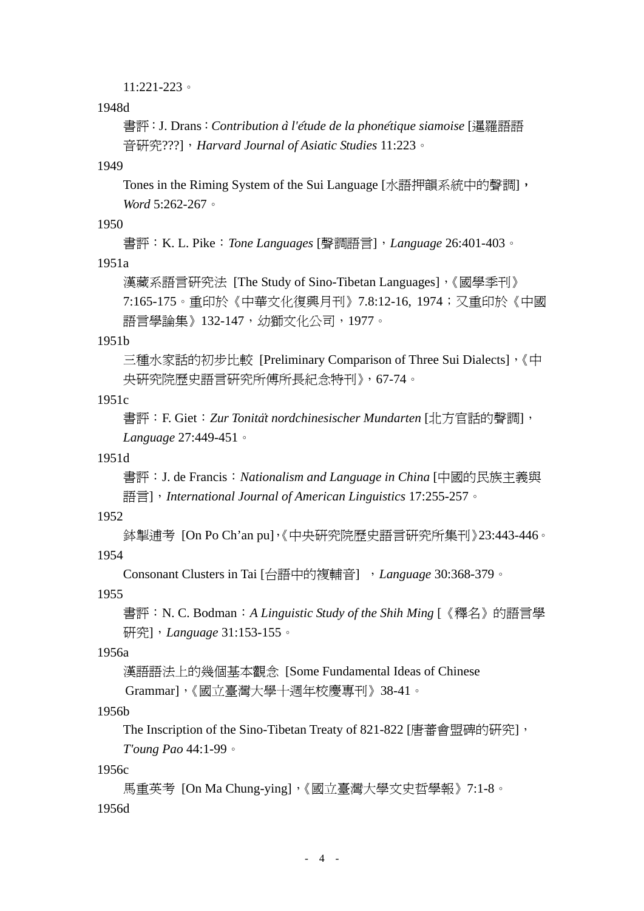11:221-223。

1948d

書評：J. Drans：*Contribution à l'étude de la phonétique siamoise* [暹羅語語音研究???]，*Harvard Journal of Asiatic Studies* 11:223。

1949

Tones in the Riming System of the Sui Language [水語押韻系統中的聲調]，*Word* 5:262-267。

1950

書評：K. L. Pike：*Tone Languages* [聲調語言]，*Language* 26:401-403。

1951a

漢藏系語言研究法 [The Study of Sino-Tibetan Languages]，《國學季刊》7:165-175。重印於《中華文化復興月刊》7.8:12-16, 1974；又重印於《中國語言學論集》132-147，幼獅文化公司，1977。

1951b

三種水家話的初步比較 [Preliminary Comparison of Three Sui Dialects]，《中央研究院歷史語言研究所傅所長紀念特刊》，67-74。

1951c

書評：F. Giet：*Zur Tonität nordchinesischer Mundarten* [北方官話的聲調]，*Language* 27:449-451。

1951d

書評：J. de Francis：*Nationalism and Language in China* [中國的民族主義與語言]，*International Journal of American Linguistics* 17:255-257。

1952

鉢掣逋考 [On Po Ch'an pu]，《中央研究院歷史語言研究所集刊》23:443-446。

1954

Consonant Clusters in Tai [台語中的複輔音] ，*Language* 30:368-379。

1955

書評：N. C. Bodman：*A Linguistic Study of the Shih Ming* [《釋名》的語言學研究]，*Language* 31:153-155。

1956a

漢語語法上的幾個基本觀念 [Some Fundamental Ideas of Chinese Grammar]，《國立臺灣大學十週年校慶專刊》38-41。

1956b

The Inscription of the Sino-Tibetan Treaty of 821-822 [唐蕃會盟碑的研究]，*T'oung Pao* 44:1-99。

1956c

馬重英考 [On Ma Chung-ying]，《國立臺灣大學文史哲學報》7:1-8。

1956d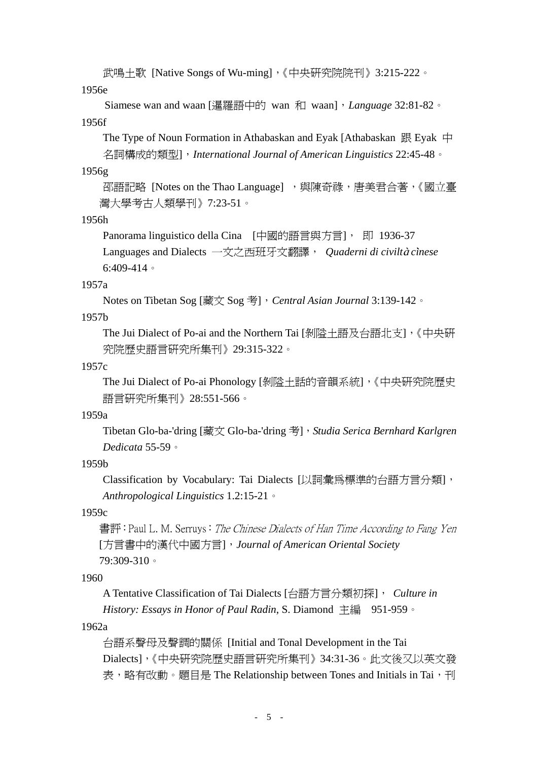武鳴土歌 [Native Songs of Wu-ming]，《中央研究院院刊》3:215-222。

1956e

Siamese wan and waan [暹羅語中的 wan 和 waan]，*Language* 32:81-82。

1956f

The Type of Noun Formation in Athabaskan and Eyak [Athabaskan 跟 Eyak 中名詞構成的類型]，*International Journal of American Linguistics* 22:45-48。

1956g

邵語記略 [Notes on the Thao Language] ，與陳奇祿，唐美君合著，《國立臺灣大學考古人類學刊》7:23-51。

1956h

Panorama linguistico della Cina [中國的語言與方言]， 即 1936-37 Languages and Dialects 一文之西班牙文翻譯， *Quaderni di civiltà cìnese* 6:409-414。

1957a

Notes on Tibetan Sog [藏文 Sog 考]，*Central Asian Journal* 3:139-142。

1957b

The Jui Dialect of Po-ai and the Northern Tai [剝隘土語及台語北支]，《中央研究院歷史語言研究所集刊》29:315-322。

1957c

The Jui Dialect of Po-ai Phonology [剝隘土話的音韻系統]，《中央研究院歷史語言研究所集刊》28:551-566。

1959a

Tibetan Glo-ba-'dring [藏文 Glo-ba-'dring 考]，*Studia Serica Bernhard Karlgren Dedicata* 55-59。

1959b

Classification by Vocabulary: Tai Dialects [以詞彙為標準的台語方言分類]，*Anthropological Linguistics* 1.2:15-21。

1959c

書評：Paul L. M. Serruys：*The Chinese Dialects of Han Time According to Fang Yen* [方言書中的漢代中國方言]，*Journal of American Oriental Society* 79:309-310。

1960

A Tentative Classification of Tai Dialects [台語方言分類初探]， *Culture in History: Essays in Honor of Paul Radin*, S. Diamond 主編 951-959。

1962a

台語系聲母及聲調的關係 [Initial and Tonal Development in the Tai Dialects]，《中央研究院歷史語言研究所集刊》34:31-36。此文後又以英文發表，略有改動。題目是 The Relationship between Tones and Initials in Tai，刊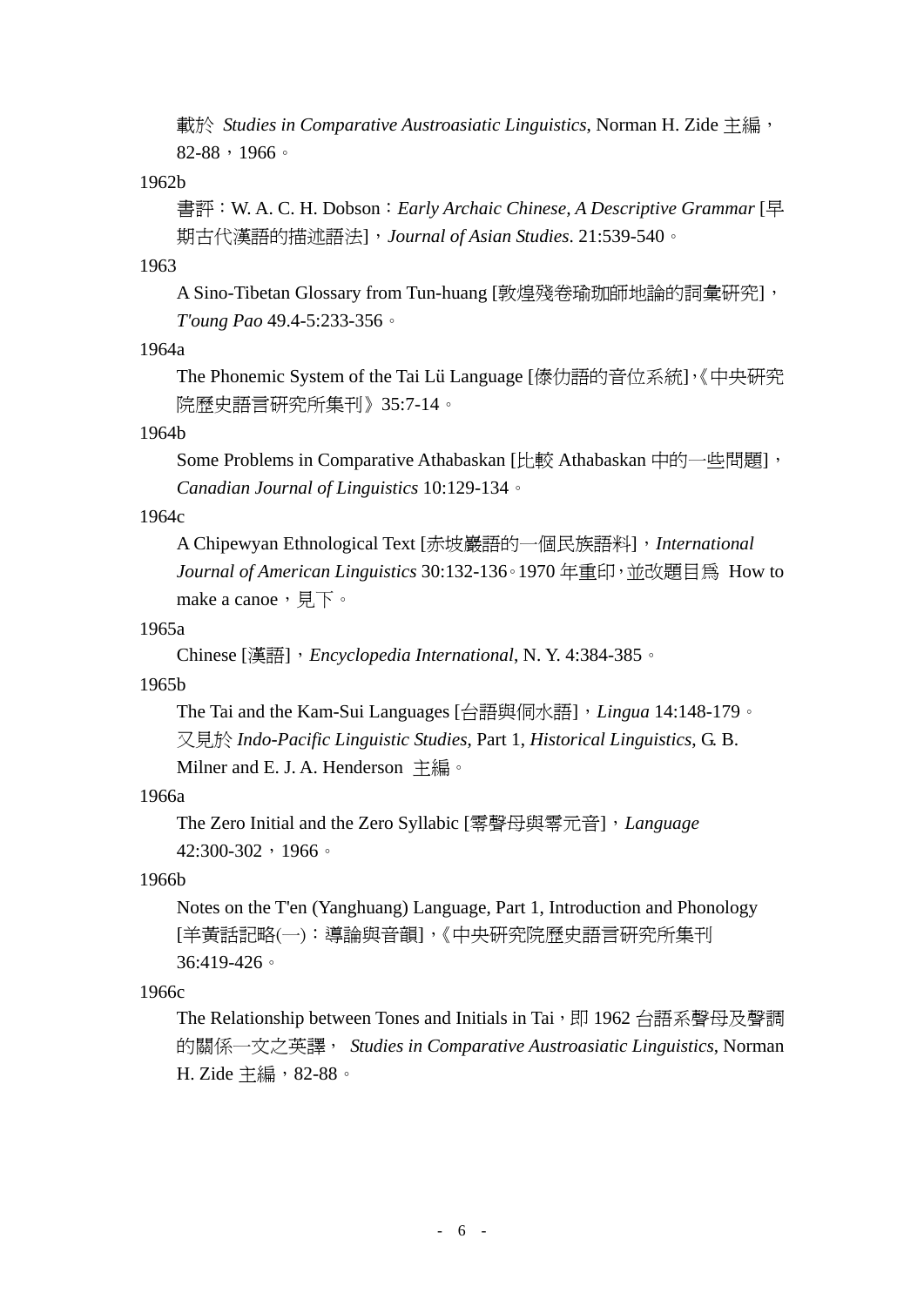載於 *Studies in Comparative Austroasiatic Linguistics*, Norman H. Zide 主編，82-88，1966。

1962b

書評：W. A. C. H. Dobson：*Early Archaic Chinese, A Descriptive Grammar* [早期古代漢語的描述語法]，*Journal of Asian Studies*. 21:539-540。

1963

A Sino-Tibetan Glossary from Tun-huang [敦煌殘卷瑜珈師地論的詞彙研究]，*T'oung Pao* 49.4-5:233-356。

1964a

The Phonemic System of the Tai Lü Language [傣仂語的音位系統],《中央研究院歷史語言研究所集刊》35:7-14。

1964b

Some Problems in Comparative Athabaskan [比較 Athabaskan 中的一些問題]，*Canadian Journal of Linguistics* 10:129-134。

1964c

A Chipewyan Ethnological Text [赤坡巖語的一個民族語料]，*International Journal of American Linguistics* 30:132-136。1970 年重印，並改題目爲 How to make a canoe，見下。

1965a

Chinese [漢語]，*Encyclopedia International*, N. Y. 4:384-385。

1965b

The Tai and the Kam-Sui Languages [台語與侗水語]，*Lingua* 14:148-179。又見於 *Indo-Pacific Linguistic Studies*, Part 1, *Historical Linguistics*, G. B. Milner and E. J. A. Henderson 主編。

1966a

The Zero Initial and the Zero Syllabic [零聲母與零元音]，*Language* 42:300-302，1966。

1966b

Notes on the T'en (Yanghuang) Language, Part 1, Introduction and Phonology [羊黃話記略(一)：導論與音韻],《中央研究院歷史語言研究所集刊 36:419-426。

1966c

The Relationship between Tones and Initials in Tai，即 1962 台語系聲母及聲調的關係一文之英譯， *Studies in Comparative Austroasiatic Linguistics*, Norman H. Zide 主編，82-88。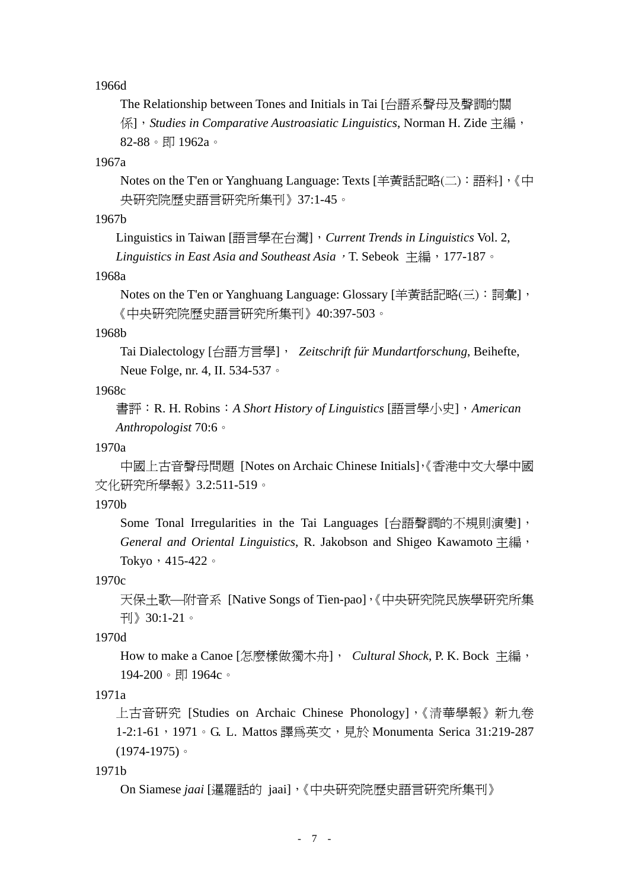1966d

The Relationship between Tones and Initials in Tai [台語系聲母及聲調的關係]，*Studies in Comparative Austroasiatic Linguistics*, Norman H. Zide 主編，82-88。即 1962a。

1967a

Notes on the T'en or Yanghuang Language: Texts [羊黃話記略(二)：語料]，《中央研究院歷史語言研究所集刊》37:1-45。

1967b

Linguistics in Taiwan [語言學在台灣]，*Current Trends in Linguistics* Vol. 2, *Linguistics in East Asia and Southeast Asia*，T. Sebeok 主編，177-187。

1968a

Notes on the T'en or Yanghuang Language: Glossary [羊黃話記略(三)：詞彙]，《中央研究院歷史語言研究所集刊》40:397-503。

1968b

Tai Dialectology [台語方言學]， *Zeitschrift für Mundartforschung*, Beihefte, Neue Folge, nr. 4, II. 534-537。

1968c

書評：R. H. Robins：*A Short History of Linguistics* [語言學小史]，*American Anthropologist* 70:6。

1970a

中國上古音聲母問題 [Notes on Archaic Chinese Initials]，《香港中文大學中國文化研究所學報》3.2:511-519。

1970b

Some Tonal Irregularities in the Tai Languages [台語聲調的不規則演變]，*General and Oriental Linguistics*, R. Jakobson and Shigeo Kawamoto 主編，Tokyo，415-422。

1970c

天保土歌—附音系 [Native Songs of Tien-pao]，《中央研究院民族學研究所集刊》30:1-21。

1970d

How to make a Canoe [怎麼樣做獨木舟]， *Cultural Shock*, P. K. Bock 主編，194-200。即 1964c。

1971a

上古音研究 [Studies on Archaic Chinese Phonology]，《清華學報》新九卷 1-2:1-61，1971。G. L. Mattos 譯為英文，見於 Monumenta Serica 31:219-287 (1974-1975)。

1971b

On Siamese *jaai* [暹羅話的 jaai]，《中央研究院歷史語言研究所集刊》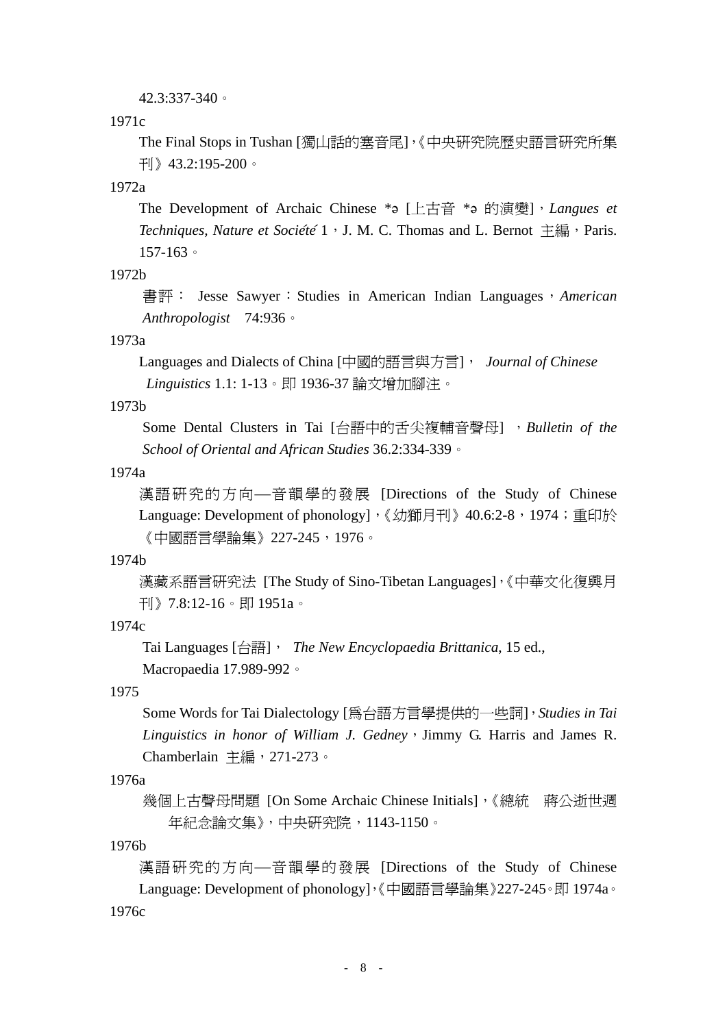42.3:337-340。

1971c

The Final Stops in Tushan [獨山話的塞音尾],《中央研究院歷史語言研究所集刊》43.2:195-200。

1972a

The Development of Archaic Chinese *ə [上古音 *ə 的演變], *Langues et Techniques, Nature et Société* 1, J. M. C. Thomas and L. Bernot 主編, Paris. 157-163。

1972b

書評： Jesse Sawyer：Studies in American Indian Languages, *American Anthropologist* 74:936。

1973a

Languages and Dialects of China [中國的語言與方言], *Journal of Chinese Linguistics* 1.1: 1-13。即 1936-37 論文增加腳注。

1973b

Some Dental Clusters in Tai [台語中的舌尖複輔音聲母], *Bulletin of the School of Oriental and African Studies* 36.2:334-339。

1974a

漢語研究的方向──音韻學的發展 [Directions of the Study of Chinese Language: Development of phonology],《幼獅月刊》40.6:2-8，1974；重印於《中國語言學論集》227-245，1976。

1974b

漢藏系語言研究法 [The Study of Sino-Tibetan Languages],《中華文化復興月刊》7.8:12-16。即 1951a。

1974c

Tai Languages [台語], *The New Encyclopaedia Brittanica*, 15 ed., Macropaedia 17.989-992。

1975

Some Words for Tai Dialectology [爲台語方言學提供的一些詞], *Studies in Tai Linguistics in honor of William J. Gedney*, Jimmy G. Harris and James R. Chamberlain 主編，271-273。

1976a

幾個上古聲母問題 [On Some Archaic Chinese Initials],《總統 蔣公逝世週年紀念論文集》，中央研究院，1143-1150。

1976b

漢語研究的方向──音韻學的發展 [Directions of the Study of Chinese Language: Development of phonology],《中國語言學論集》227-245。即 1974a。

1976c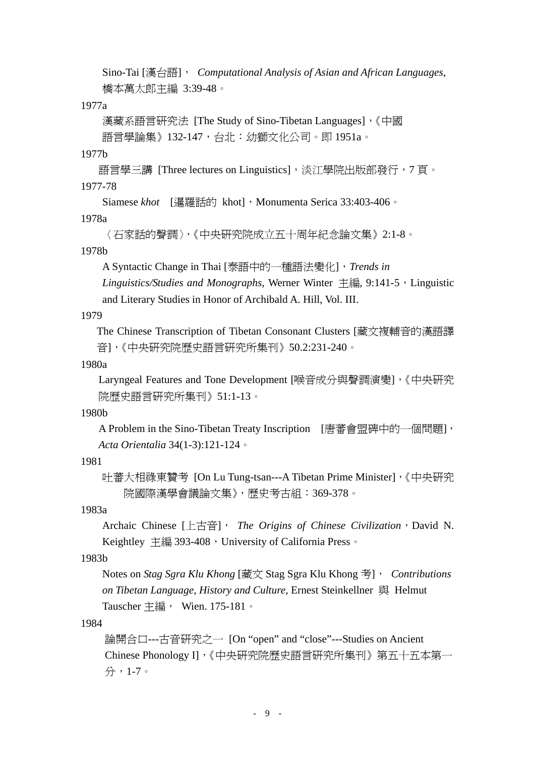Sino-Tai [漢台語]， *Computational Analysis of Asian and African Languages*, 橋本萬太郎主編 3:39-48。

1977a

漢藏系語言研究法 [The Study of Sino-Tibetan Languages]，《中國語言學論集》132-147，台北：幼獅文化公司。即 1951a。

1977b

語言學三講 [Three lectures on Linguistics]，淡江學院出版部發行，7 頁。

1977-78

Siamese *khot* [暹羅話的 khot]，Monumenta Serica 33:403-406。

1978a

〈石家話的聲調〉,《中央研究院成立五十周年紀念論文集》2:1-8。

1978b

A Syntactic Change in Thai [泰語中的一種語法變化]，*Trends in Linguistics/Studies and Monographs*, Werner Winter 主編, 9:141-5，Linguistic and Literary Studies in Honor of Archibald A. Hill, Vol. III.

1979

The Chinese Transcription of Tibetan Consonant Clusters [藏文複輔音的漢語譯音],《中央研究院歷史語言研究所集刊》50.2:231-240。

1980a

Laryngeal Features and Tone Development [喉音成分與聲調演變],《中央研究院歷史語言研究所集刊》51:1-13。

1980b

A Problem in the Sino-Tibetan Treaty Inscription [唐蕃會盟碑中的一個問題]，*Acta Orientalia* 34(1-3):121-124。

1981

吐蕃大相祿東贊考 [On Lu Tung-tsan---A Tibetan Prime Minister],《中央研究院國際漢學會議論文集》, 歷史考古組：369-378。

1983a

Archaic Chinese [上古音]， *The Origins of Chinese Civilization*，David N. Keightley 主編 393-408，University of California Press。

1983b

Notes on *Stag Sgra Klu Khong* [藏文 Stag Sgra Klu Khong 考]， *Contributions on Tibetan Language, History and Culture*, Ernest Steinkellner 與 Helmut Tauscher 主編， Wien. 175-181。

1984

論開合口---古音研究之一 [On "open" and "close"---Studies on Ancient Chinese Phonology I],《中央研究院歷史語言研究所集刊》第五十五本第一分，1-7。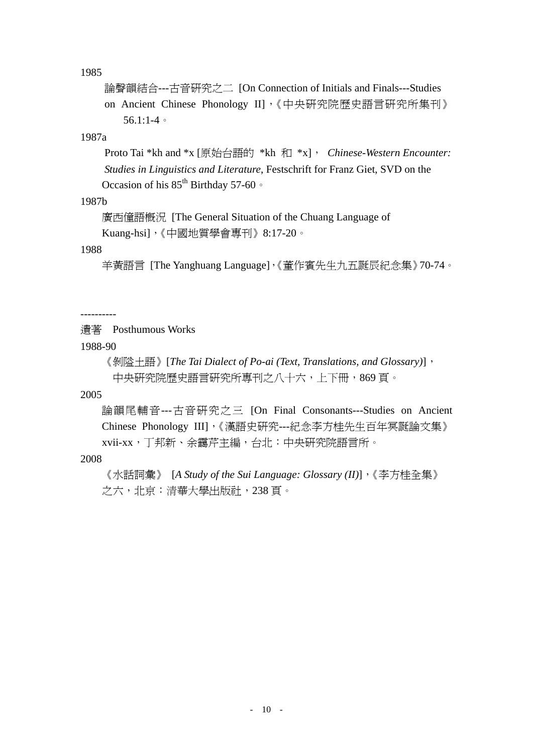1985

論聲韻結合---古音研究之二 [On Connection of Initials and Finals---Studies on Ancient Chinese Phonology II]，《中央研究院歷史語言研究所集刊》56.1:1-4。

1987a

Proto Tai *kh and *x [原始台語的 *kh 和 *x]， *Chinese-Western Encounter: Studies in Linguistics and Literature*, Festschrift for Franz Giet, SVD on the Occasion of his 85th Birthday 57-60。

1987b

廣西僮語概況 [The General Situation of the Chuang Language of Kuang-hsi]，《中國地質學會專刊》8:17-20。

1988

羊黃語言 [The Yanghuang Language]，《董作賓先生九五誕辰紀念集》70-74。

----------

遺著　Posthumous Works

1988-90

《剝隘土語》[*The Tai Dialect of Po-ai (Text, Translations, and Glossary)*]，中央研究院歷史語言研究所專刊之八十六，上下冊，869 頁。

2005

論韻尾輔音---古音研究之三 [On Final Consonants---Studies on Ancient Chinese Phonology III]，《漢語史研究---紀念李方桂先生百年冥誕論文集》xvii-xx，丁邦新、余靄芹主編，台北：中央研究院語言所。

2008

《水話詞彙》 [*A Study of the Sui Language: Glossary (II)*]，《李方桂全集》之六，北京：清華大學出版社，238 頁。